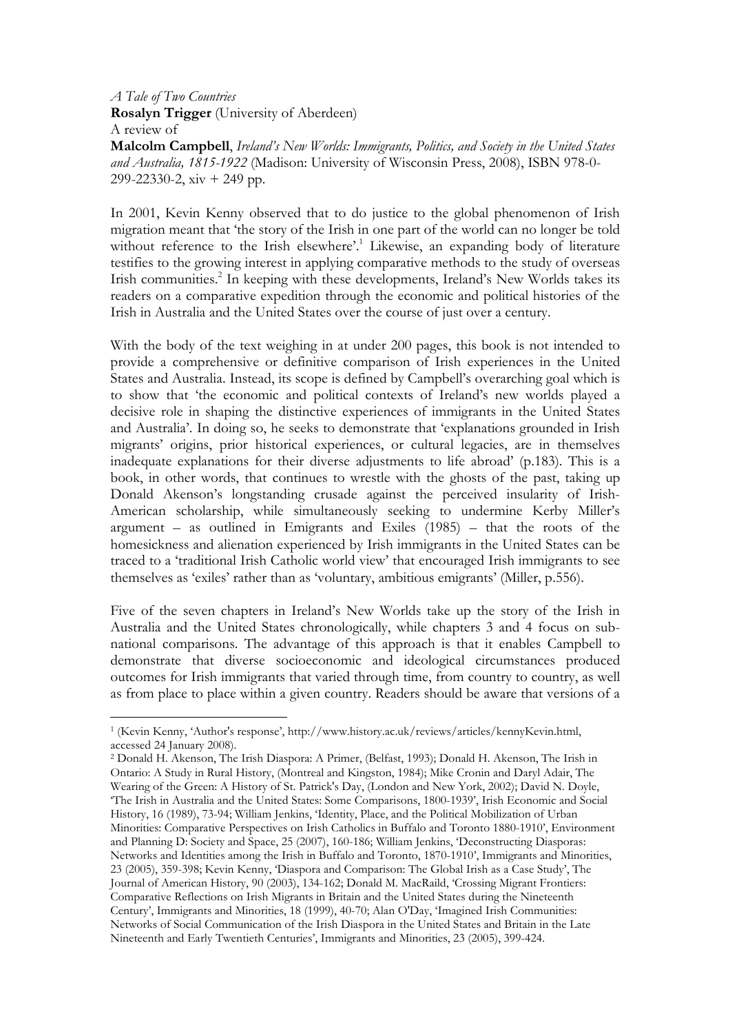*A Tale of Two Countries*
**Rosalyn Trigger** (University of Aberdeen)
A review of
**Malcolm Campbell**, *Ireland's New Worlds: Immigrants, Politics, and Society in the United States and Australia, 1815-1922* (Madison: University of Wisconsin Press, 2008), ISBN 978-0-299-22330-2, xiv + 249 pp.

In 2001, Kevin Kenny observed that to do justice to the global phenomenon of Irish migration meant that 'the story of the Irish in one part of the world can no longer be told without reference to the Irish elsewhere'.[1] Likewise, an expanding body of literature testifies to the growing interest in applying comparative methods to the study of overseas Irish communities.[2] In keeping with these developments, Ireland's New Worlds takes its readers on a comparative expedition through the economic and political histories of the Irish in Australia and the United States over the course of just over a century.

With the body of the text weighing in at under 200 pages, this book is not intended to provide a comprehensive or definitive comparison of Irish experiences in the United States and Australia. Instead, its scope is defined by Campbell's overarching goal which is to show that 'the economic and political contexts of Ireland's new worlds played a decisive role in shaping the distinctive experiences of immigrants in the United States and Australia'. In doing so, he seeks to demonstrate that 'explanations grounded in Irish migrants' origins, prior historical experiences, or cultural legacies, are in themselves inadequate explanations for their diverse adjustments to life abroad' (p.183). This is a book, in other words, that continues to wrestle with the ghosts of the past, taking up Donald Akenson's longstanding crusade against the perceived insularity of Irish-American scholarship, while simultaneously seeking to undermine Kerby Miller's argument – as outlined in Emigrants and Exiles (1985) – that the roots of the homesickness and alienation experienced by Irish immigrants in the United States can be traced to a 'traditional Irish Catholic world view' that encouraged Irish immigrants to see themselves as 'exiles' rather than as 'voluntary, ambitious emigrants' (Miller, p.556).

Five of the seven chapters in Ireland's New Worlds take up the story of the Irish in Australia and the United States chronologically, while chapters 3 and 4 focus on sub-national comparisons. The advantage of this approach is that it enables Campbell to demonstrate that diverse socioeconomic and ideological circumstances produced outcomes for Irish immigrants that varied through time, from country to country, as well as from place to place within a given country. Readers should be aware that versions of a

---

[1] (Kevin Kenny, 'Author's response', http://www.history.ac.uk/reviews/articles/kennyKevin.html, accessed 24 January 2008).

[2] Donald H. Akenson, The Irish Diaspora: A Primer, (Belfast, 1993); Donald H. Akenson, The Irish in Ontario: A Study in Rural History, (Montreal and Kingston, 1984); Mike Cronin and Daryl Adair, The Wearing of the Green: A History of St. Patrick's Day, (London and New York, 2002); David N. Doyle, 'The Irish in Australia and the United States: Some Comparisons, 1800-1939', Irish Economic and Social History, 16 (1989), 73-94; William Jenkins, 'Identity, Place, and the Political Mobilization of Urban Minorities: Comparative Perspectives on Irish Catholics in Buffalo and Toronto 1880-1910', Environment and Planning D: Society and Space, 25 (2007), 160-186; William Jenkins, 'Deconstructing Diasporas: Networks and Identities among the Irish in Buffalo and Toronto, 1870-1910', Immigrants and Minorities, 23 (2005), 359-398; Kevin Kenny, 'Diaspora and Comparison: The Global Irish as a Case Study', The Journal of American History, 90 (2003), 134-162; Donald M. MacRaild, 'Crossing Migrant Frontiers: Comparative Reflections on Irish Migrants in Britain and the United States during the Nineteenth Century', Immigrants and Minorities, 18 (1999), 40-70; Alan O'Day, 'Imagined Irish Communities: Networks of Social Communication of the Irish Diaspora in the United States and Britain in the Late Nineteenth and Early Twentieth Centuries', Immigrants and Minorities, 23 (2005), 399-424.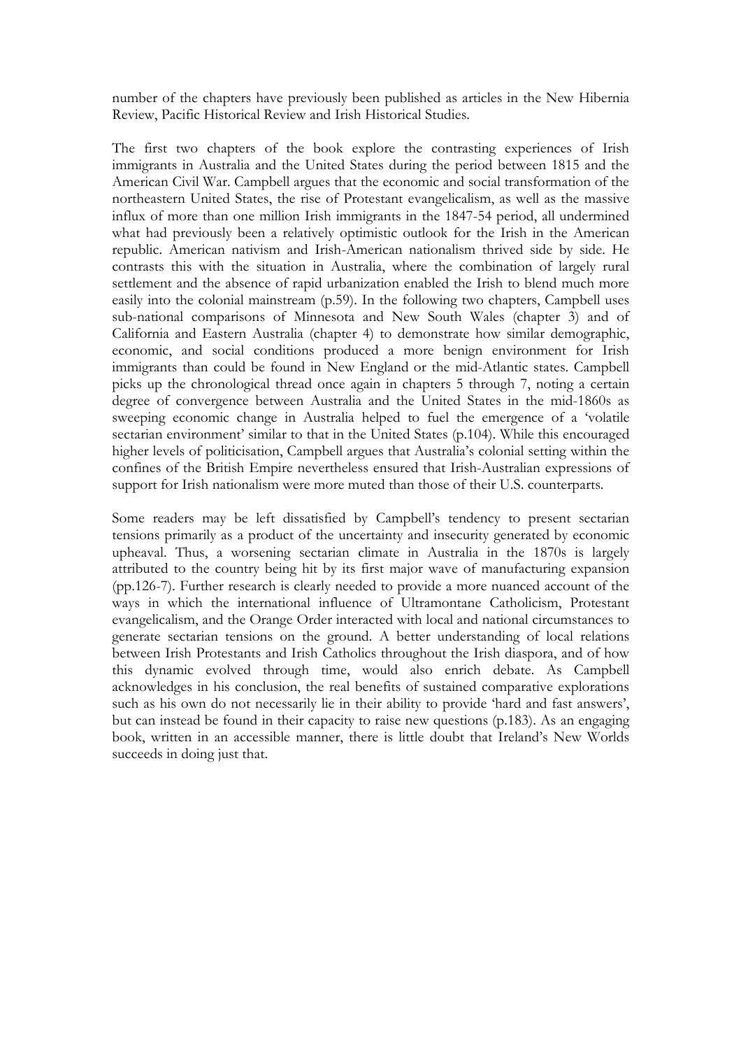number of the chapters have previously been published as articles in the New Hibernia Review, Pacific Historical Review and Irish Historical Studies.

The first two chapters of the book explore the contrasting experiences of Irish immigrants in Australia and the United States during the period between 1815 and the American Civil War. Campbell argues that the economic and social transformation of the northeastern United States, the rise of Protestant evangelicalism, as well as the massive influx of more than one million Irish immigrants in the 1847-54 period, all undermined what had previously been a relatively optimistic outlook for the Irish in the American republic. American nativism and Irish-American nationalism thrived side by side. He contrasts this with the situation in Australia, where the combination of largely rural settlement and the absence of rapid urbanization enabled the Irish to blend much more easily into the colonial mainstream (p.59). In the following two chapters, Campbell uses sub-national comparisons of Minnesota and New South Wales (chapter 3) and of California and Eastern Australia (chapter 4) to demonstrate how similar demographic, economic, and social conditions produced a more benign environment for Irish immigrants than could be found in New England or the mid-Atlantic states. Campbell picks up the chronological thread once again in chapters 5 through 7, noting a certain degree of convergence between Australia and the United States in the mid-1860s as sweeping economic change in Australia helped to fuel the emergence of a 'volatile sectarian environment' similar to that in the United States (p.104). While this encouraged higher levels of politicisation, Campbell argues that Australia's colonial setting within the confines of the British Empire nevertheless ensured that Irish-Australian expressions of support for Irish nationalism were more muted than those of their U.S. counterparts.

Some readers may be left dissatisfied by Campbell's tendency to present sectarian tensions primarily as a product of the uncertainty and insecurity generated by economic upheaval. Thus, a worsening sectarian climate in Australia in the 1870s is largely attributed to the country being hit by its first major wave of manufacturing expansion (pp.126-7). Further research is clearly needed to provide a more nuanced account of the ways in which the international influence of Ultramontane Catholicism, Protestant evangelicalism, and the Orange Order interacted with local and national circumstances to generate sectarian tensions on the ground. A better understanding of local relations between Irish Protestants and Irish Catholics throughout the Irish diaspora, and of how this dynamic evolved through time, would also enrich debate. As Campbell acknowledges in his conclusion, the real benefits of sustained comparative explorations such as his own do not necessarily lie in their ability to provide 'hard and fast answers', but can instead be found in their capacity to raise new questions (p.183). As an engaging book, written in an accessible manner, there is little doubt that Ireland's New Worlds succeeds in doing just that.